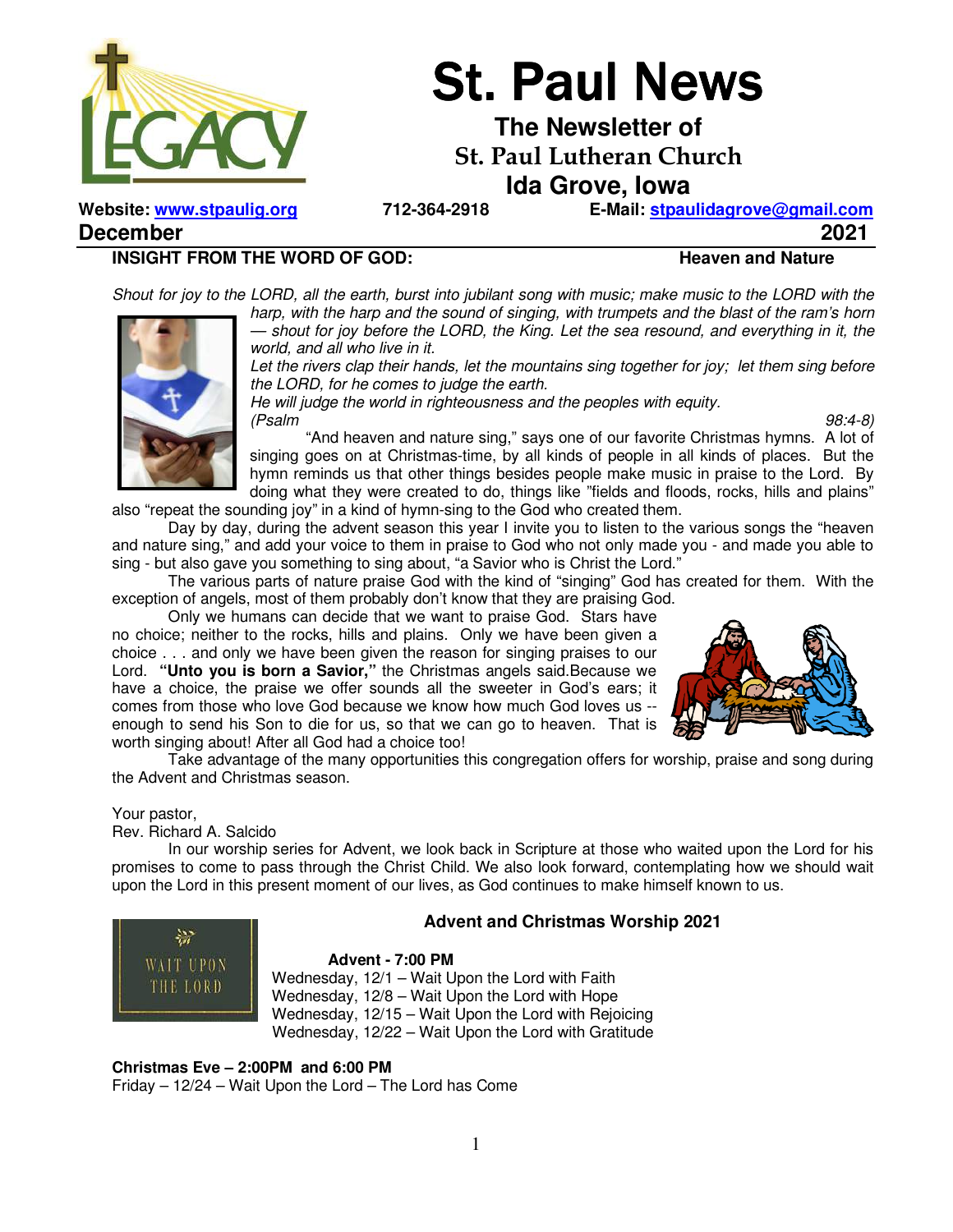# St. Paul News

## The Newsletter of St. Paul Lutheran Church Ida Grove, Iowa

**Website: www.stpaulig.org** **712-364-2918** **E-Mail: stpaulidagrove@gmail.com**

**December 2021**

### INSIGHT FROM THE WORD OF GOD: Heaven and Nature

*Shout for joy to the LORD, all the earth, burst into jubilant song with music; make music to the LORD with the harp, with the harp and the sound of singing, with trumpets and the blast of the ram's horn — shout for joy before the LORD, the King. Let the sea resound, and everything in it, the world, and all who live in it.*
*Let the rivers clap their hands, let the mountains sing together for joy; let them sing before the LORD, for he comes to judge the earth.*
*He will judge the world in righteousness and the peoples with equity.*
*(Psalm 98:4-8)*

"And heaven and nature sing," says one of our favorite Christmas hymns. A lot of singing goes on at Christmas-time, by all kinds of people in all kinds of places. But the hymn reminds us that other things besides people make music in praise to the Lord. By doing what they were created to do, things like "fields and floods, rocks, hills and plains" also "repeat the sounding joy" in a kind of hymn-sing to the God who created them.

Day by day, during the advent season this year I invite you to listen to the various songs the "heaven and nature sing," and add your voice to them in praise to God who not only made you - and made you able to sing - but also gave you something to sing about, "a Savior who is Christ the Lord."

The various parts of nature praise God with the kind of "singing" God has created for them. With the exception of angels, most of them probably don't know that they are praising God.

Only we humans can decide that we want to praise God. Stars have no choice; neither to the rocks, hills and plains. Only we have been given a choice . . . and only we have been given the reason for singing praises to our Lord. **"Unto you is born a Savior,"** the Christmas angels said.Because we have a choice, the praise we offer sounds all the sweeter in God's ears; it comes from those who love God because we know how much God loves us -- enough to send his Son to die for us, so that we can go to heaven. That is worth singing about! After all God had a choice too!

Take advantage of the many opportunities this congregation offers for worship, praise and song during the Advent and Christmas season.

Your pastor,
Rev. Richard A. Salcido

In our worship series for Advent, we look back in Scripture at those who waited upon the Lord for his promises to come to pass through the Christ Child. We also look forward, contemplating how we should wait upon the Lord in this present moment of our lives, as God continues to make himself known to us.

### Advent and Christmas Worship 2021

**Advent - 7:00 PM**
Wednesday, 12/1 – Wait Upon the Lord with Faith
Wednesday, 12/8 – Wait Upon the Lord with Hope
Wednesday, 12/15 – Wait Upon the Lord with Rejoicing
Wednesday, 12/22 – Wait Upon the Lord with Gratitude

**Christmas Eve – 2:00PM and 6:00 PM**
Friday – 12/24 – Wait Upon the Lord – The Lord has Come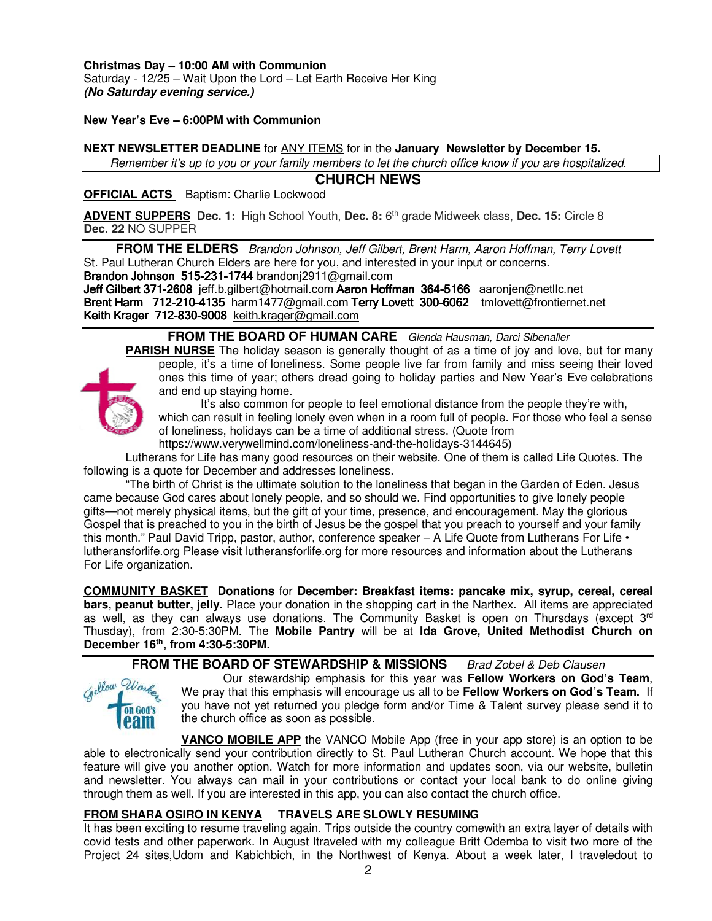**Christmas Day – 10:00 AM with Communion**
Saturday - 12/25 – Wait Upon the Lord – Let Earth Receive Her King
***(No Saturday evening service.)***

**New Year's Eve – 6:00PM with Communion**

**NEXT NEWSLETTER DEADLINE** for ANY ITEMS for in the **January Newsletter by December 15.**

*Remember it's up to you or your family members to let the church office know if you are hospitalized.*

## CHURCH NEWS

**OFFICIAL ACTS** Baptism: Charlie Lockwood

**ADVENT SUPPERS** **Dec. 1:** High School Youth, **Dec. 8:** 6th grade Midweek class, **Dec. 15:** Circle 8 **Dec. 22** NO SUPPER

### FROM THE ELDERS *Brandon Johnson, Jeff Gilbert, Brent Harm, Aaron Hoffman, Terry Lovett*

St. Paul Lutheran Church Elders are here for you, and interested in your input or concerns.
**Brandon Johnson 515-231-1744** brandonj2911@gmail.com
**Jeff Gilbert 371-2608** jeff.b.gilbert@hotmail.com **Aaron Hoffman 364-5166** aaronjen@netllc.net
**Brent Harm 712-210-4135** harm1477@gmail.com **Terry Lovett 300-6062** tmlovett@frontiernet.net
**Keith Krager 712-830-9008** keith.krager@gmail.com

### FROM THE BOARD OF HUMAN CARE *Glenda Hausman, Darci Sibenaller*

**PARISH NURSE** The holiday season is generally thought of as a time of joy and love, but for many people, it's a time of loneliness. Some people live far from family and miss seeing their loved ones this time of year; others dread going to holiday parties and New Year's Eve celebrations and end up staying home.

It's also common for people to feel emotional distance from the people they're with, which can result in feeling lonely even when in a room full of people. For those who feel a sense of loneliness, holidays can be a time of additional stress. (Quote from https://www.verywellmind.com/loneliness-and-the-holidays-3144645)

Lutherans for Life has many good resources on their website. One of them is called Life Quotes. The following is a quote for December and addresses loneliness.

"The birth of Christ is the ultimate solution to the loneliness that began in the Garden of Eden. Jesus came because God cares about lonely people, and so should we. Find opportunities to give lonely people gifts—not merely physical items, but the gift of your time, presence, and encouragement. May the glorious Gospel that is preached to you in the birth of Jesus be the gospel that you preach to yourself and your family this month." Paul David Tripp, pastor, author, conference speaker – A Life Quote from Lutherans For Life • lutheransforlife.org Please visit lutheransforlife.org for more resources and information about the Lutherans For Life organization.

**COMMUNITY BASKET** **Donations** for **December: Breakfast items: pancake mix, syrup, cereal, cereal bars, peanut butter, jelly.** Place your donation in the shopping cart in the Narthex. All items are appreciated as well, as they can always use donations. The Community Basket is open on Thursdays (except 3rd Thusday), from 2:30-5:30PM. The **Mobile Pantry** will be at **Ida Grove, United Methodist Church on December 16th, from 4:30-5:30PM.**

### FROM THE BOARD OF STEWARDSHIP & MISSIONS *Brad Zobel & Deb Clausen*

Our stewardship emphasis for this year was **Fellow Workers on God's Team**, We pray that this emphasis will encourage us all to be **Fellow Workers on God's Team.** If you have not yet returned you pledge form and/or Time & Talent survey please send it to the church office as soon as possible.

**VANCO MOBILE APP** the VANCO Mobile App (free in your app store) is an option to be able to electronically send your contribution directly to St. Paul Lutheran Church account. We hope that this feature will give you another option. Watch for more information and updates soon, via our website, bulletin and newsletter. You always can mail in your contributions or contact your local bank to do online giving through them as well. If you are interested in this app, you can also contact the church office.

**FROM SHARA OSIRO IN KENYA** **TRAVELS ARE SLOWLY RESUMING**

It has been exciting to resume traveling again. Trips outside the country comewith an extra layer of details with covid tests and other paperwork. In August Itraveled with my colleague Britt Odemba to visit two more of the Project 24 sites,Udom and Kabichbich, in the Northwest of Kenya. About a week later, I traveledout to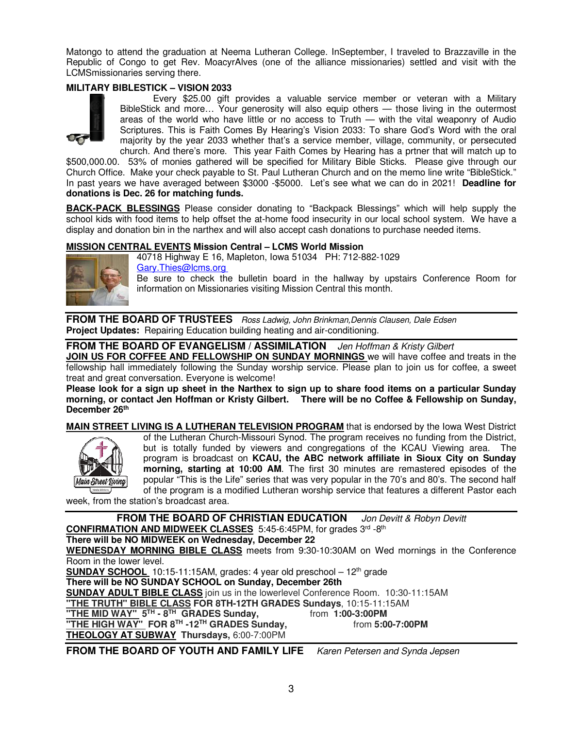Matongo to attend the graduation at Neema Lutheran College. InSeptember, I traveled to Brazzaville in the Republic of Congo to get Rev. MoacyrAlves (one of the alliance missionaries) settled and visit with the LCMSmissionaries serving there.

**MILITARY BIBLESTICK – VISION 2033**

Every $25.00 gift provides a valuable service member or veteran with a Military BibleStick and more… Your generosity will also equip others — those living in the outermost areas of the world who have little or no access to Truth — with the vital weaponry of Audio Scriptures. This is Faith Comes By Hearing's Vision 2033: To share God's Word with the oral majority by the year 2033 whether that's a service member, village, community, or persecuted church. And there's more. This year Faith Comes by Hearing has a prtner that will match up to $500,000.00. 53% of monies gathered will be specified for Military Bible Sticks. Please give through our Church Office. Make your check payable to St. Paul Lutheran Church and on the memo line write "BibleStick." In past years we have averaged between $3000 -$5000. Let's see what we can do in 2021! **Deadline for donations is Dec. 26 for matching funds.**

**BACK-PACK BLESSINGS** Please consider donating to "Backpack Blessings" which will help supply the school kids with food items to help offset the at-home food insecurity in our local school system. We have a display and donation bin in the narthex and will also accept cash donations to purchase needed items.

**MISSION CENTRAL EVENTS Mission Central – LCMS World Mission**

40718 Highway E 16, Mapleton, Iowa 51034 PH: 712-882-1029
Gary.Thies@lcms.org

Be sure to check the bulletin board in the hallway by upstairs Conference Room for information on Missionaries visiting Mission Central this month.

---

## FROM THE BOARD OF TRUSTEES *Ross Ladwig, John Brinkman,Dennis Clausen, Dale Edsen*

**Project Updates:** Repairing Education building heating and air-conditioning.

---

## FROM THE BOARD OF EVANGELISM / ASSIMILATION *Jen Hoffman & Kristy Gilbert*

**JOIN US FOR COFFEE AND FELLOWSHIP ON SUNDAY MORNINGS** we will have coffee and treats in the fellowship hall immediately following the Sunday worship service. Please plan to join us for coffee, a sweet treat and great conversation. Everyone is welcome!

**Please look for a sign up sheet in the Narthex to sign up to share food items on a particular Sunday morning, or contact Jen Hoffman or Kristy Gilbert. There will be no Coffee & Fellowship on Sunday, December 26th**

**MAIN STREET LIVING IS A LUTHERAN TELEVISION PROGRAM** that is endorsed by the Iowa West District of the Lutheran Church-Missouri Synod. The program receives no funding from the District, but is totally funded by viewers and congregations of the KCAU Viewing area. The program is broadcast on **KCAU, the ABC network affiliate in Sioux City on Sunday morning, starting at 10:00 AM**. The first 30 minutes are remastered episodes of the popular "This is the Life" series that was very popular in the 70's and 80's. The second half of the program is a modified Lutheran worship service that features a different Pastor each week, from the station's broadcast area.

---

## FROM THE BOARD OF CHRISTIAN EDUCATION *Jon Devitt & Robyn Devitt*

**CONFIRMATION AND MIDWEEK CLASSES** 5:45-6:45PM, for grades 3rd -8th
**There will be NO MIDWEEK on Wednesday, December 22**
**WEDNESDAY MORNING BIBLE CLASS** meets from 9:30-10:30AM on Wed mornings in the Conference Room in the lower level.
**SUNDAY SCHOOL** 10:15-11:15AM, grades: 4 year old preschool – 12th grade
**There will be NO SUNDAY SCHOOL on Sunday, December 26th**
**SUNDAY ADULT BIBLE CLASS** join us in the lowerlevel Conference Room. 10:30-11:15AM
**"THE TRUTH" BIBLE CLASS FOR 8TH-12TH GRADES Sundays**, 10:15-11:15AM
**"THE MID WAY" 5TH - 8TH GRADES Sunday,** from **1:00-3:00PM**
**"THE HIGH WAY" FOR 8TH -12TH GRADES Sunday,** from **5:00-7:00PM**
**THEOLOGY AT SUBWAY Thursdays,** 6:00-7:00PM

---

## FROM THE BOARD OF YOUTH AND FAMILY LIFE *Karen Petersen and Synda Jepsen*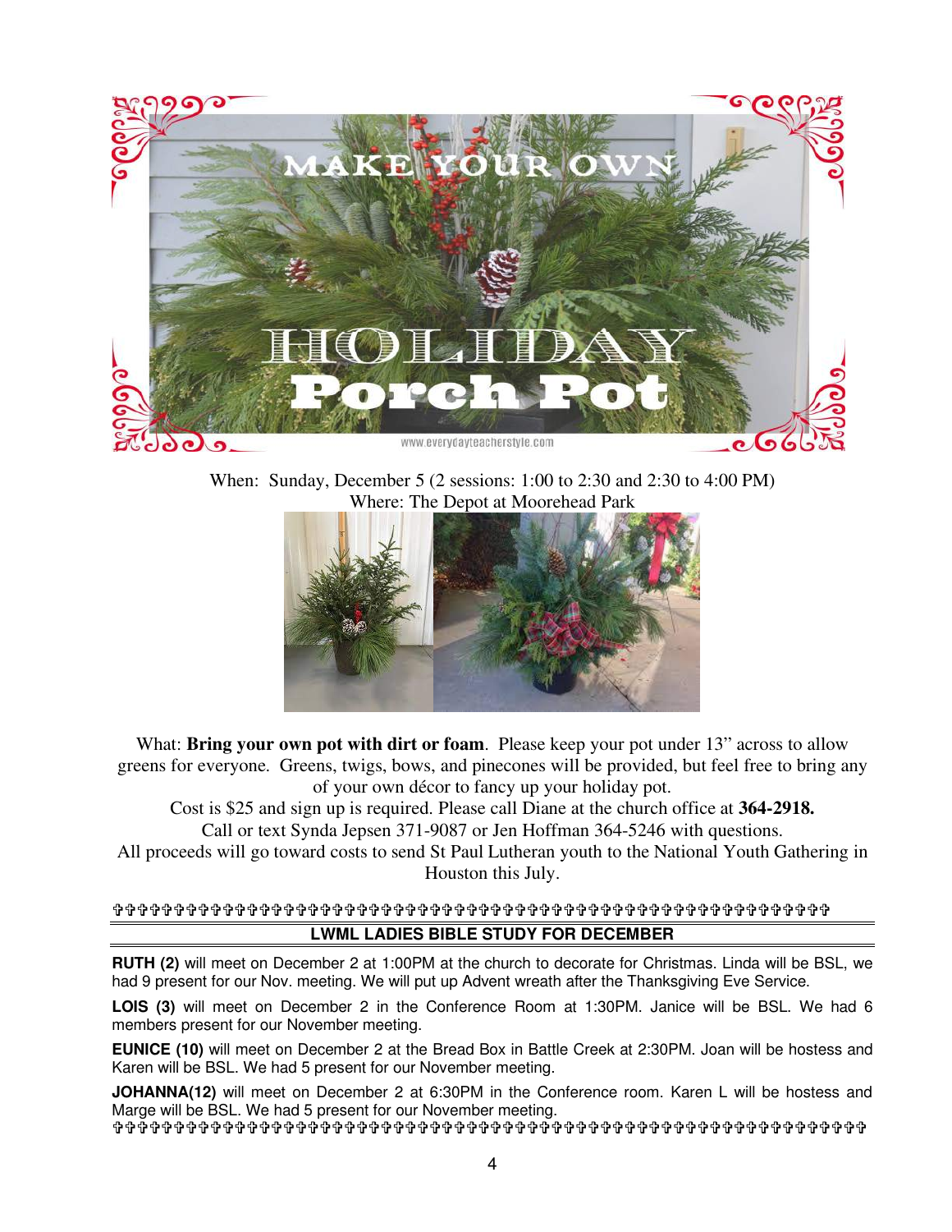# MAKE YOUR OWN HOLIDAY Porch Pot

www.everydayteacherstyle.com

When: Sunday, December 5 (2 sessions: 1:00 to 2:30 and 2:30 to 4:00 PM)
Where: The Depot at Moorehead Park

What: **Bring your own pot with dirt or foam**. Please keep your pot under 13" across to allow greens for everyone. Greens, twigs, bows, and pinecones will be provided, but feel free to bring any of your own décor to fancy up your holiday pot.

Cost is $25 and sign up is required. Please call Diane at the church office at **364-2918.**

Call or text Synda Jepsen 371-9087 or Jen Hoffman 364-5246 with questions.

All proceeds will go toward costs to send St Paul Lutheran youth to the National Youth Gathering in Houston this July.

---

## LWML LADIES BIBLE STUDY FOR DECEMBER

**RUTH (2)** will meet on December 2 at 1:00PM at the church to decorate for Christmas. Linda will be BSL, we had 9 present for our Nov. meeting. We will put up Advent wreath after the Thanksgiving Eve Service.

**LOIS (3)** will meet on December 2 in the Conference Room at 1:30PM. Janice will be BSL. We had 6 members present for our November meeting.

**EUNICE (10)** will meet on December 2 at the Bread Box in Battle Creek at 2:30PM. Joan will be hostess and Karen will be BSL. We had 5 present for our November meeting.

**JOHANNA(12)** will meet on December 2 at 6:30PM in the Conference room. Karen L will be hostess and Marge will be BSL. We had 5 present for our November meeting.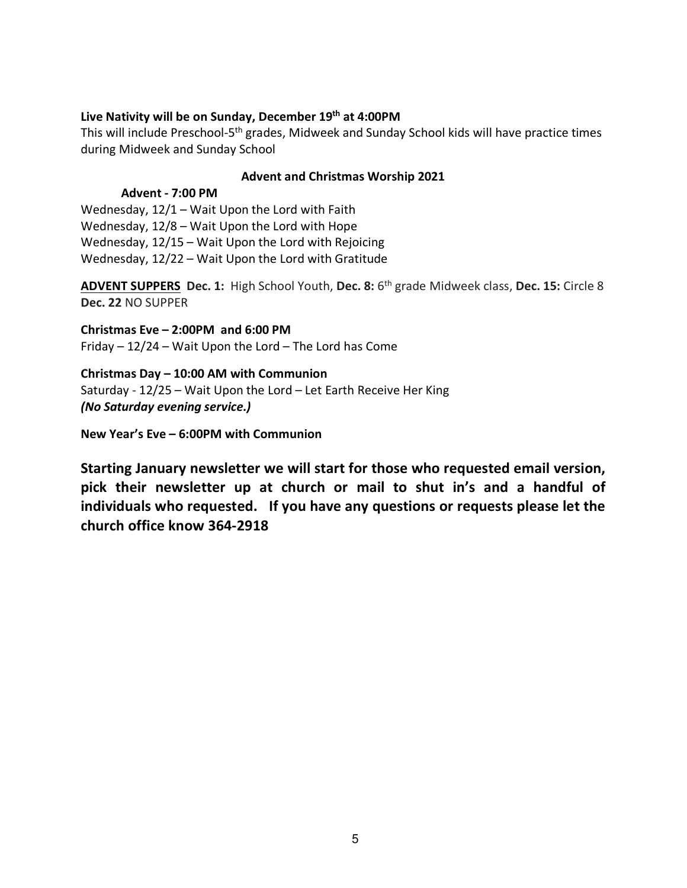**Live Nativity will be on Sunday, December 19th at 4:00PM**

This will include Preschool-5th grades, Midweek and Sunday School kids will have practice times during Midweek and Sunday School

**Advent and Christmas Worship 2021**

**Advent - 7:00 PM**

Wednesday, 12/1 – Wait Upon the Lord with Faith
Wednesday, 12/8 – Wait Upon the Lord with Hope
Wednesday, 12/15 – Wait Upon the Lord with Rejoicing
Wednesday, 12/22 – Wait Upon the Lord with Gratitude

**ADVENT SUPPERS** **Dec. 1:** High School Youth, **Dec. 8:** 6th grade Midweek class, **Dec. 15:** Circle 8 **Dec. 22** NO SUPPER

**Christmas Eve – 2:00PM and 6:00 PM**
Friday – 12/24 – Wait Upon the Lord – The Lord has Come

**Christmas Day – 10:00 AM with Communion**
Saturday - 12/25 – Wait Upon the Lord – Let Earth Receive Her King
***(No Saturday evening service.)***

**New Year's Eve – 6:00PM with Communion**

**Starting January newsletter we will start for those who requested email version, pick their newsletter up at church or mail to shut in's and a handful of individuals who requested. If you have any questions or requests please let the church office know 364-2918**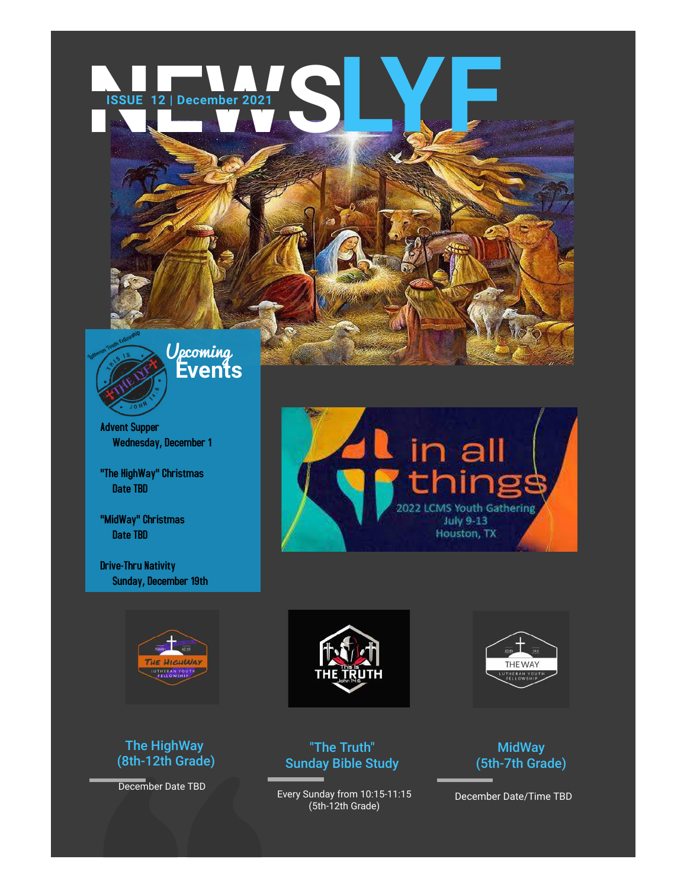# NEWSLYF

ISSUE 12 | December 2021

## Upcoming Events

**Advent Supper**
Wednesday, December 1

**"The HighWay" Christmas**
Date TBD

**"MidWay" Christmas**
Date TBD

**Drive-Thru Nativity**
Sunday, December 19th

in all things
2022 LCMS Youth Gathering
July 9-13
Houston, TX

### The HighWay (8th-12th Grade)

December Date TBD

### "The Truth" Sunday Bible Study

Every Sunday from 10:15-11:15
(5th-12th Grade)

### MidWay (5th-7th Grade)

December Date/Time TBD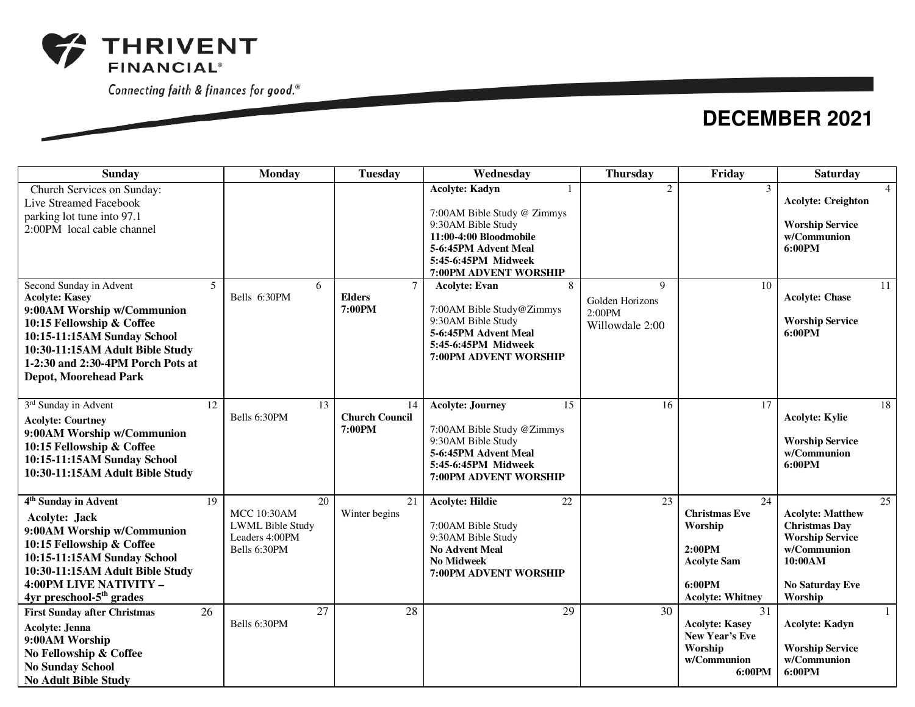THRIVENT FINANCIAL®

Connecting faith & finances for good.®

# DECEMBER 2021

| Sunday | Monday | Tuesday | Wednesday | Thursday | Friday | Saturday |
|---|---|---|---|---|---|---|
| Church Services on Sunday:<br>Live Streamed Facebook<br>parking lot tune into 97.1<br>2:00PM local cable channel | | | 1<br>**Acolyte: Kadyn**<br><br>7:00AM Bible Study @ Zimmys<br>9:30AM Bible Study<br>**11:00-4:00 Bloodmobile**<br>**5-6:45PM Advent Meal**<br>**5:45-6:45PM Midweek**<br>**7:00PM ADVENT WORSHIP** | 2 | 3 | 4<br>**Acolyte: Creighton**<br><br>**Worship Service w/Communion 6:00PM** |
| 5<br>Second Sunday in Advent<br>**Acolyte: Kasey**<br>**9:00AM Worship w/Communion**<br>**10:15 Fellowship & Coffee**<br>**10:15-11:15AM Sunday School**<br>**10:30-11:15AM Adult Bible Study**<br>**1-2:30 and 2:30-4PM Porch Pots at Depot, Moorehead Park** | 6<br>Bells 6:30PM | 7<br>**Elders 7:00PM** | 8<br>**Acolyte: Evan**<br><br>7:00AM Bible Study@Zimmys<br>9:30AM Bible Study<br>**5-6:45PM Advent Meal**<br>**5:45-6:45PM Midweek**<br>**7:00PM ADVENT WORSHIP** | 9<br>Golden Horizons 2:00PM<br>Willowdale 2:00 | 10 | 11<br>**Acolyte: Chase**<br><br>**Worship Service 6:00PM** |
| 12<br>3rd Sunday in Advent<br>**Acolyte: Courtney**<br>**9:00AM Worship w/Communion**<br>**10:15 Fellowship & Coffee**<br>**10:15-11:15AM Sunday School**<br>**10:30-11:15AM Adult Bible Study** | 13<br>Bells 6:30PM | 14<br>**Church Council 7:00PM** | 15<br>**Acolyte: Journey**<br><br>7:00AM Bible Study @Zimmys<br>9:30AM Bible Study<br>**5-6:45PM Advent Meal**<br>**5:45-6:45PM Midweek**<br>**7:00PM ADVENT WORSHIP** | 16 | 17 | 18<br>**Acolyte: Kylie**<br><br>**Worship Service w/Communion 6:00PM** |
| 19<br>**4th Sunday in Advent**<br>**Acolyte: Jack**<br>**9:00AM Worship w/Communion**<br>**10:15 Fellowship & Coffee**<br>**10:15-11:15AM Sunday School**<br>**10:30-11:15AM Adult Bible Study**<br>**4:00PM LIVE NATIVITY – 4yr preschool-5th grades** | 20<br>MCC 10:30AM<br>LWML Bible Study Leaders 4:00PM<br>Bells 6:30PM | 21<br>Winter begins | 22<br>**Acolyte: Hildie**<br><br>7:00AM Bible Study<br>9:30AM Bible Study<br>**No Advent Meal**<br>**No Midweek**<br>**7:00PM ADVENT WORSHIP** | 23 | 24<br>**Christmas Eve Worship**<br><br>**2:00PM**<br>**Acolyte Sam**<br><br>**6:00PM**<br>**Acolyte: Whitney** | 25<br>**Acolyte: Matthew**<br>**Christmas Day Worship Service w/Communion 10:00AM**<br><br>**No Saturday Eve Worship** |
| 26<br>**First Sunday after Christmas**<br>**Acolyte: Jenna**<br>**9:00AM Worship**<br>**No Fellowship & Coffee**<br>**No Sunday School**<br>**No Adult Bible Study** | 27<br>Bells 6:30PM | 28 | 29 | 30 | 31<br>**Acolyte: Kasey**<br>**New Year's Eve Worship w/Communion 6:00PM** | 1<br>**Acolyte: Kadyn**<br><br>**Worship Service w/Communion 6:00PM** |